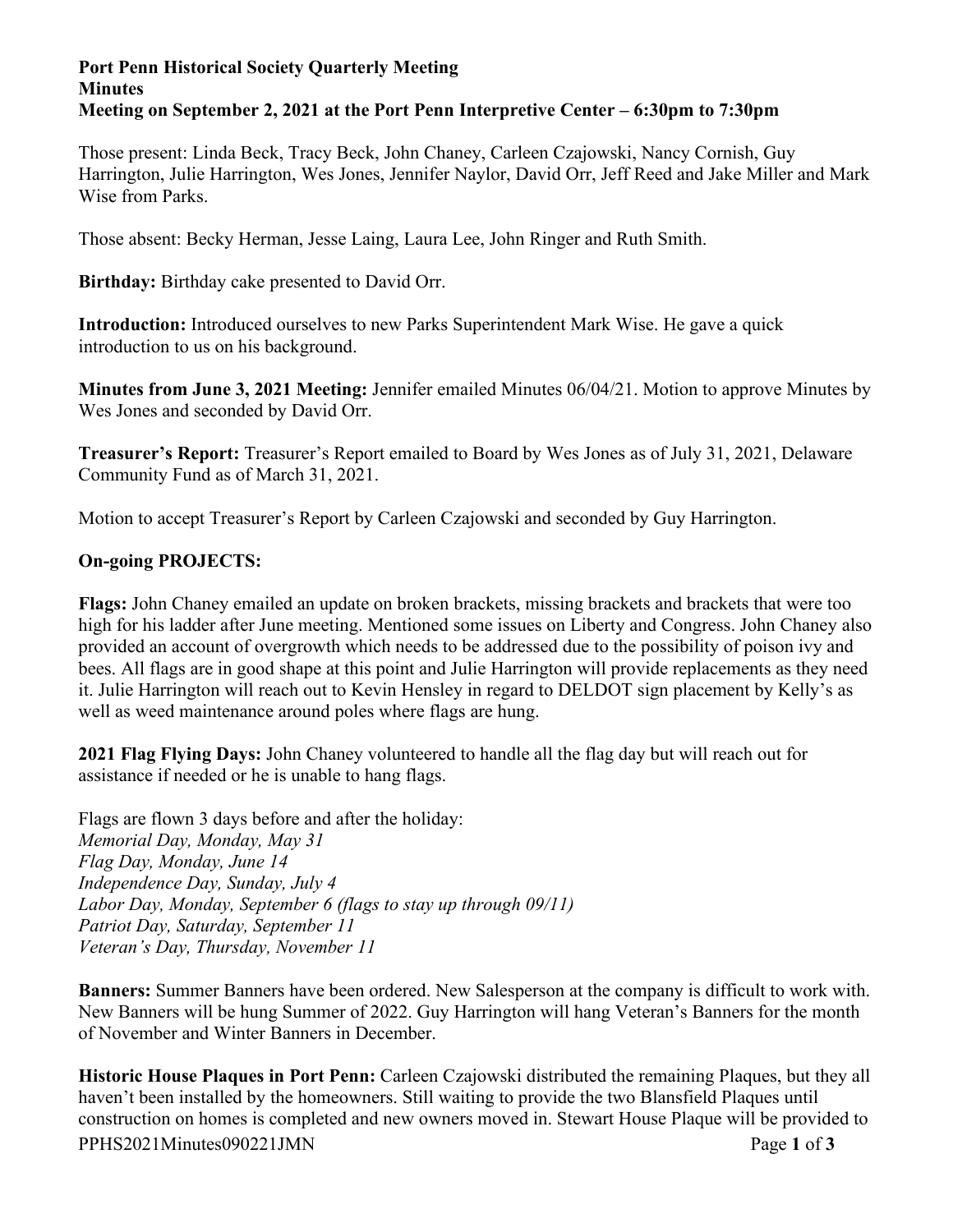**Port Penn Historical Society Quarterly Meeting**
**Minutes**
**Meeting on September 2, 2021 at the Port Penn Interpretive Center – 6:30pm to 7:30pm**

Those present: Linda Beck, Tracy Beck, John Chaney, Carleen Czajowski, Nancy Cornish, Guy Harrington, Julie Harrington, Wes Jones, Jennifer Naylor, David Orr, Jeff Reed and Jake Miller and Mark Wise from Parks.

Those absent: Becky Herman, Jesse Laing, Laura Lee, John Ringer and Ruth Smith.

**Birthday:** Birthday cake presented to David Orr.

**Introduction:** Introduced ourselves to new Parks Superintendent Mark Wise. He gave a quick introduction to us on his background.

**Minutes from June 3, 2021 Meeting:** Jennifer emailed Minutes 06/04/21. Motion to approve Minutes by Wes Jones and seconded by David Orr.

**Treasurer's Report:** Treasurer's Report emailed to Board by Wes Jones as of July 31, 2021, Delaware Community Fund as of March 31, 2021.

Motion to accept Treasurer's Report by Carleen Czajowski and seconded by Guy Harrington.

**On-going PROJECTS:**

**Flags:** John Chaney emailed an update on broken brackets, missing brackets and brackets that were too high for his ladder after June meeting. Mentioned some issues on Liberty and Congress. John Chaney also provided an account of overgrowth which needs to be addressed due to the possibility of poison ivy and bees. All flags are in good shape at this point and Julie Harrington will provide replacements as they need it. Julie Harrington will reach out to Kevin Hensley in regard to DELDOT sign placement by Kelly's as well as weed maintenance around poles where flags are hung.

**2021 Flag Flying Days:** John Chaney volunteered to handle all the flag day but will reach out for assistance if needed or he is unable to hang flags.

Flags are flown 3 days before and after the holiday:
*Memorial Day, Monday, May 31*
*Flag Day, Monday, June 14*
*Independence Day, Sunday, July 4*
*Labor Day, Monday, September 6 (flags to stay up through 09/11)*
*Patriot Day, Saturday, September 11*
*Veteran's Day, Thursday, November 11*

**Banners:** Summer Banners have been ordered. New Salesperson at the company is difficult to work with. New Banners will be hung Summer of 2022. Guy Harrington will hang Veteran's Banners for the month of November and Winter Banners in December.

**Historic House Plaques in Port Penn:** Carleen Czajowski distributed the remaining Plaques, but they all haven't been installed by the homeowners. Still waiting to provide the two Blansfield Plaques until construction on homes is completed and new owners moved in. Stewart House Plaque will be provided to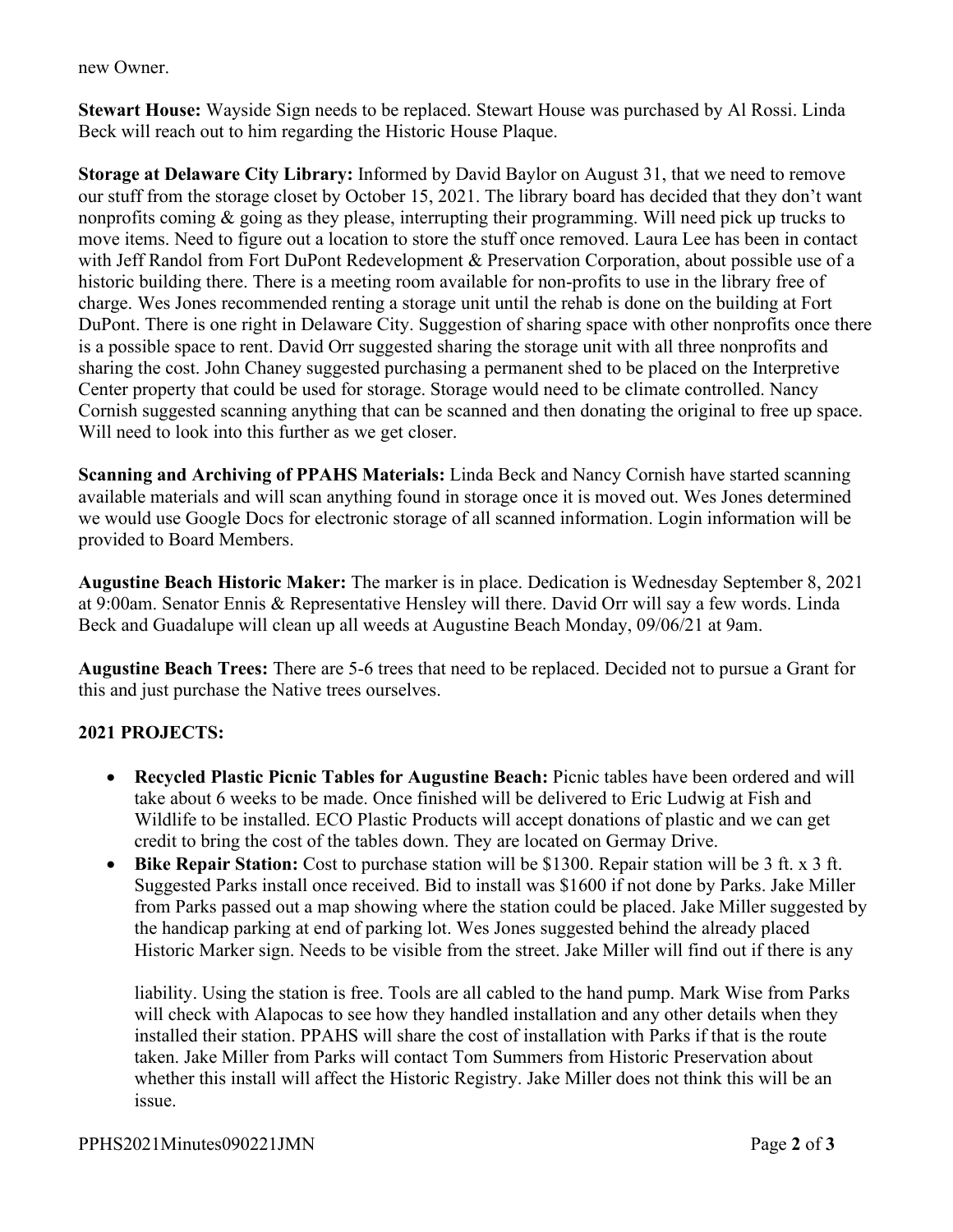new Owner.

**Stewart House:** Wayside Sign needs to be replaced. Stewart House was purchased by Al Rossi. Linda Beck will reach out to him regarding the Historic House Plaque.

**Storage at Delaware City Library:** Informed by David Baylor on August 31, that we need to remove our stuff from the storage closet by October 15, 2021. The library board has decided that they don't want nonprofits coming & going as they please, interrupting their programming. Will need pick up trucks to move items. Need to figure out a location to store the stuff once removed. Laura Lee has been in contact with Jeff Randol from Fort DuPont Redevelopment & Preservation Corporation, about possible use of a historic building there. There is a meeting room available for non-profits to use in the library free of charge. Wes Jones recommended renting a storage unit until the rehab is done on the building at Fort DuPont. There is one right in Delaware City. Suggestion of sharing space with other nonprofits once there is a possible space to rent. David Orr suggested sharing the storage unit with all three nonprofits and sharing the cost. John Chaney suggested purchasing a permanent shed to be placed on the Interpretive Center property that could be used for storage. Storage would need to be climate controlled. Nancy Cornish suggested scanning anything that can be scanned and then donating the original to free up space. Will need to look into this further as we get closer.

**Scanning and Archiving of PPAHS Materials:** Linda Beck and Nancy Cornish have started scanning available materials and will scan anything found in storage once it is moved out. Wes Jones determined we would use Google Docs for electronic storage of all scanned information. Login information will be provided to Board Members.

**Augustine Beach Historic Maker:** The marker is in place. Dedication is Wednesday September 8, 2021 at 9:00am. Senator Ennis & Representative Hensley will there. David Orr will say a few words. Linda Beck and Guadalupe will clean up all weeds at Augustine Beach Monday, 09/06/21 at 9am.

**Augustine Beach Trees:** There are 5-6 trees that need to be replaced. Decided not to pursue a Grant for this and just purchase the Native trees ourselves.

**2021 PROJECTS:**

- **Recycled Plastic Picnic Tables for Augustine Beach:** Picnic tables have been ordered and will take about 6 weeks to be made. Once finished will be delivered to Eric Ludwig at Fish and Wildlife to be installed. ECO Plastic Products will accept donations of plastic and we can get credit to bring the cost of the tables down. They are located on Germay Drive.
- **Bike Repair Station:** Cost to purchase station will be $1300. Repair station will be 3 ft. x 3 ft. Suggested Parks install once received. Bid to install was $1600 if not done by Parks. Jake Miller from Parks passed out a map showing where the station could be placed. Jake Miller suggested by the handicap parking at end of parking lot. Wes Jones suggested behind the already placed Historic Marker sign. Needs to be visible from the street. Jake Miller will find out if there is any liability. Using the station is free. Tools are all cabled to the hand pump. Mark Wise from Parks will check with Alapocas to see how they handled installation and any other details when they installed their station. PPAHS will share the cost of installation with Parks if that is the route taken. Jake Miller from Parks will contact Tom Summers from Historic Preservation about whether this install will affect the Historic Registry. Jake Miller does not think this will be an issue.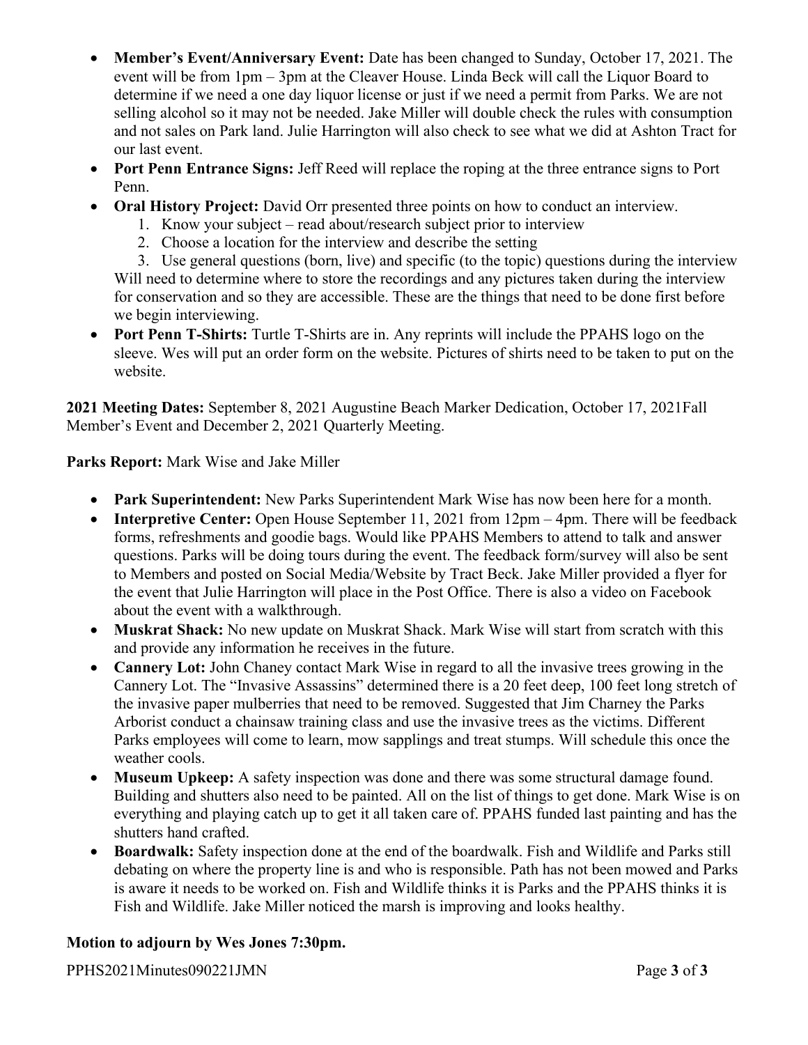- **Member's Event/Anniversary Event:** Date has been changed to Sunday, October 17, 2021. The event will be from 1pm – 3pm at the Cleaver House. Linda Beck will call the Liquor Board to determine if we need a one day liquor license or just if we need a permit from Parks. We are not selling alcohol so it may not be needed. Jake Miller will double check the rules with consumption and not sales on Park land. Julie Harrington will also check to see what we did at Ashton Tract for our last event.
- **Port Penn Entrance Signs:** Jeff Reed will replace the roping at the three entrance signs to Port Penn.
- **Oral History Project:** David Orr presented three points on how to conduct an interview.
  1. Know your subject – read about/research subject prior to interview
  2. Choose a location for the interview and describe the setting
  3. Use general questions (born, live) and specific (to the topic) questions during the interview

  Will need to determine where to store the recordings and any pictures taken during the interview for conservation and so they are accessible. These are the things that need to be done first before we begin interviewing.
- **Port Penn T-Shirts:** Turtle T-Shirts are in. Any reprints will include the PPAHS logo on the sleeve. Wes will put an order form on the website. Pictures of shirts need to be taken to put on the website.

**2021 Meeting Dates:** September 8, 2021 Augustine Beach Marker Dedication, October 17, 2021Fall Member's Event and December 2, 2021 Quarterly Meeting.

**Parks Report:** Mark Wise and Jake Miller

- **Park Superintendent:** New Parks Superintendent Mark Wise has now been here for a month.
- **Interpretive Center:** Open House September 11, 2021 from 12pm – 4pm. There will be feedback forms, refreshments and goodie bags. Would like PPAHS Members to attend to talk and answer questions. Parks will be doing tours during the event. The feedback form/survey will also be sent to Members and posted on Social Media/Website by Tract Beck. Jake Miller provided a flyer for the event that Julie Harrington will place in the Post Office. There is also a video on Facebook about the event with a walkthrough.
- **Muskrat Shack:** No new update on Muskrat Shack. Mark Wise will start from scratch with this and provide any information he receives in the future.
- **Cannery Lot:** John Chaney contact Mark Wise in regard to all the invasive trees growing in the Cannery Lot. The "Invasive Assassins" determined there is a 20 feet deep, 100 feet long stretch of the invasive paper mulberries that need to be removed. Suggested that Jim Charney the Parks Arborist conduct a chainsaw training class and use the invasive trees as the victims. Different Parks employees will come to learn, mow sapplings and treat stumps. Will schedule this once the weather cools.
- **Museum Upkeep:** A safety inspection was done and there was some structural damage found. Building and shutters also need to be painted. All on the list of things to get done. Mark Wise is on everything and playing catch up to get it all taken care of. PPAHS funded last painting and has the shutters hand crafted.
- **Boardwalk:** Safety inspection done at the end of the boardwalk. Fish and Wildlife and Parks still debating on where the property line is and who is responsible. Path has not been mowed and Parks is aware it needs to be worked on. Fish and Wildlife thinks it is Parks and the PPAHS thinks it is Fish and Wildlife. Jake Miller noticed the marsh is improving and looks healthy.

**Motion to adjourn by Wes Jones 7:30pm.**

PPHS2021Minutes090221JMN